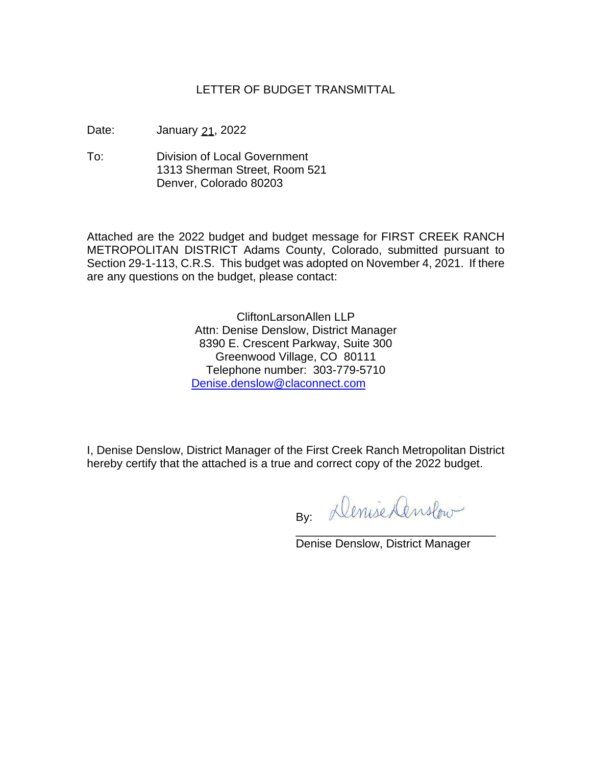# LETTER OF BUDGET TRANSMITTAL

Date: January 21, 2022

To: Division of Local Government
1313 Sherman Street, Room 521
Denver, Colorado 80203

Attached are the 2022 budget and budget message for FIRST CREEK RANCH METROPOLITAN DISTRICT Adams County, Colorado, submitted pursuant to Section 29-1-113, C.R.S. This budget was adopted on November 4, 2021. If there are any questions on the budget, please contact:

CliftonLarsonAllen LLP
Attn: Denise Denslow, District Manager
8390 E. Crescent Parkway, Suite 300
Greenwood Village, CO 80111
Telephone number: 303-779-5710
Denise.denslow@claconnect.com

I, Denise Denslow, District Manager of the First Creek Ranch Metropolitan District hereby certify that the attached is a true and correct copy of the 2022 budget.

By: Denise Denslow

Denise Denslow, District Manager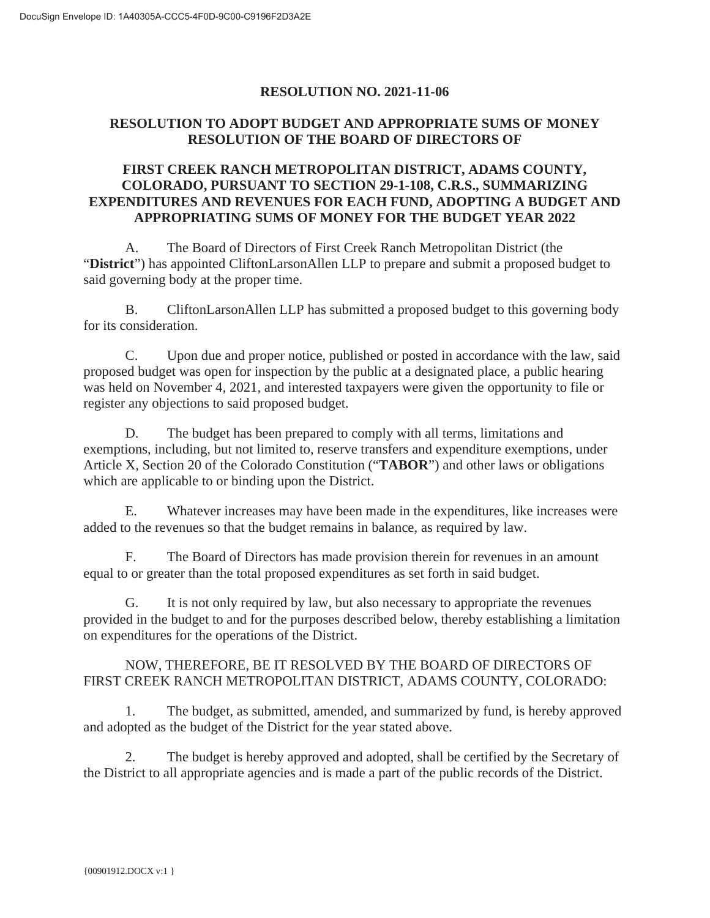# RESOLUTION NO. 2021-11-06

## RESOLUTION TO ADOPT BUDGET AND APPROPRIATE SUMS OF MONEY RESOLUTION OF THE BOARD OF DIRECTORS OF

## FIRST CREEK RANCH METROPOLITAN DISTRICT, ADAMS COUNTY, COLORADO, PURSUANT TO SECTION 29-1-108, C.R.S., SUMMARIZING EXPENDITURES AND REVENUES FOR EACH FUND, ADOPTING A BUDGET AND APPROPRIATING SUMS OF MONEY FOR THE BUDGET YEAR 2022

A. The Board of Directors of First Creek Ranch Metropolitan District (the "**District**") has appointed CliftonLarsonAllen LLP to prepare and submit a proposed budget to said governing body at the proper time.

B. CliftonLarsonAllen LLP has submitted a proposed budget to this governing body for its consideration.

C. Upon due and proper notice, published or posted in accordance with the law, said proposed budget was open for inspection by the public at a designated place, a public hearing was held on November 4, 2021, and interested taxpayers were given the opportunity to file or register any objections to said proposed budget.

D. The budget has been prepared to comply with all terms, limitations and exemptions, including, but not limited to, reserve transfers and expenditure exemptions, under Article X, Section 20 of the Colorado Constitution ("**TABOR**") and other laws or obligations which are applicable to or binding upon the District.

E. Whatever increases may have been made in the expenditures, like increases were added to the revenues so that the budget remains in balance, as required by law.

F. The Board of Directors has made provision therein for revenues in an amount equal to or greater than the total proposed expenditures as set forth in said budget.

G. It is not only required by law, but also necessary to appropriate the revenues provided in the budget to and for the purposes described below, thereby establishing a limitation on expenditures for the operations of the District.

NOW, THEREFORE, BE IT RESOLVED BY THE BOARD OF DIRECTORS OF FIRST CREEK RANCH METROPOLITAN DISTRICT, ADAMS COUNTY, COLORADO:

1. The budget, as submitted, amended, and summarized by fund, is hereby approved and adopted as the budget of the District for the year stated above.

2. The budget is hereby approved and adopted, shall be certified by the Secretary of the District to all appropriate agencies and is made a part of the public records of the District.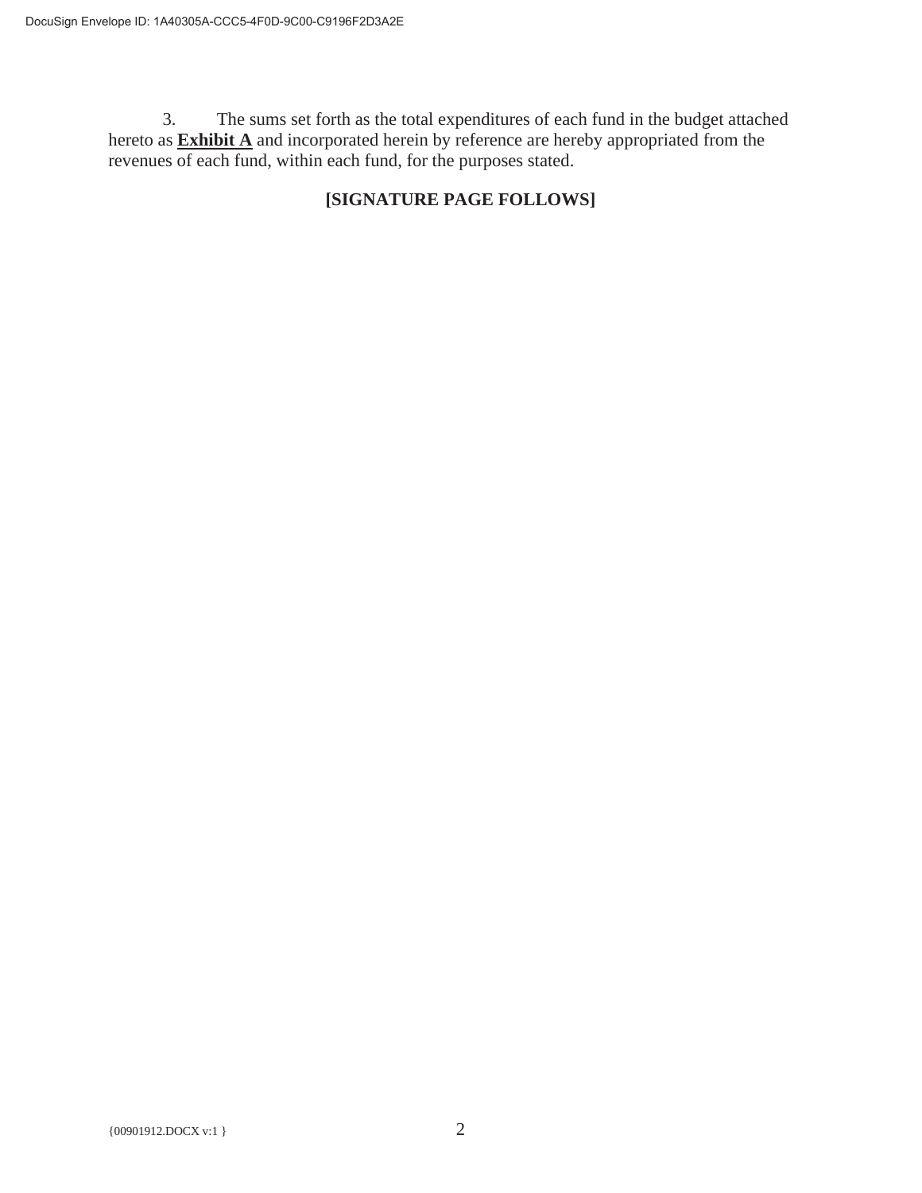3. The sums set forth as the total expenditures of each fund in the budget attached hereto as **Exhibit A** and incorporated herein by reference are hereby appropriated from the revenues of each fund, within each fund, for the purposes stated.

**[SIGNATURE PAGE FOLLOWS]**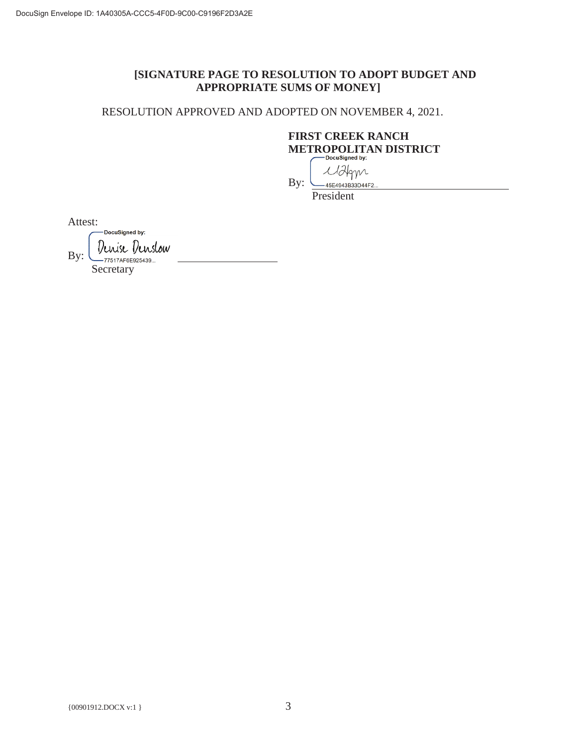**[SIGNATURE PAGE TO RESOLUTION TO ADOPT BUDGET AND APPROPRIATE SUMS OF MONEY]**

RESOLUTION APPROVED AND ADOPTED ON NOVEMBER 4, 2021.

**FIRST CREEK RANCH METROPOLITAN DISTRICT**

By: DocuSigned by: [signature] 45E4943B33D44F2...
President

Attest:

By: DocuSigned by: Denise Denslow 77517AF6E925439...
Secretary

{00901912.DOCX v:1 }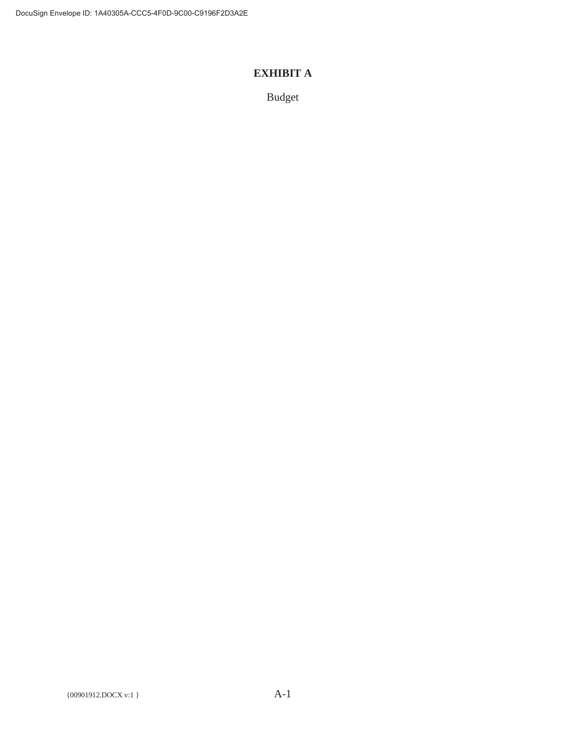# EXHIBIT A

Budget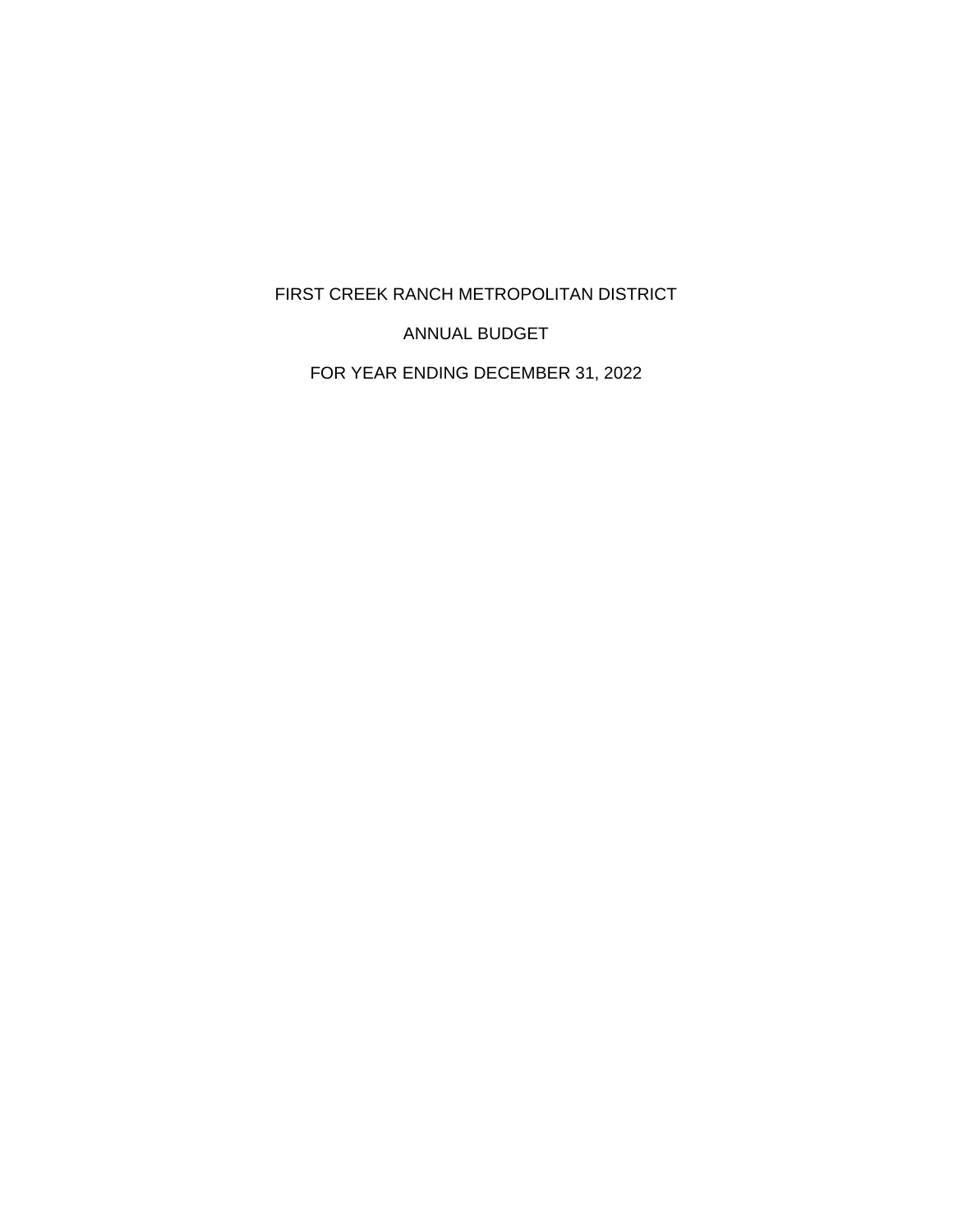# FIRST CREEK RANCH METROPOLITAN DISTRICT

## ANNUAL BUDGET

## FOR YEAR ENDING DECEMBER 31, 2022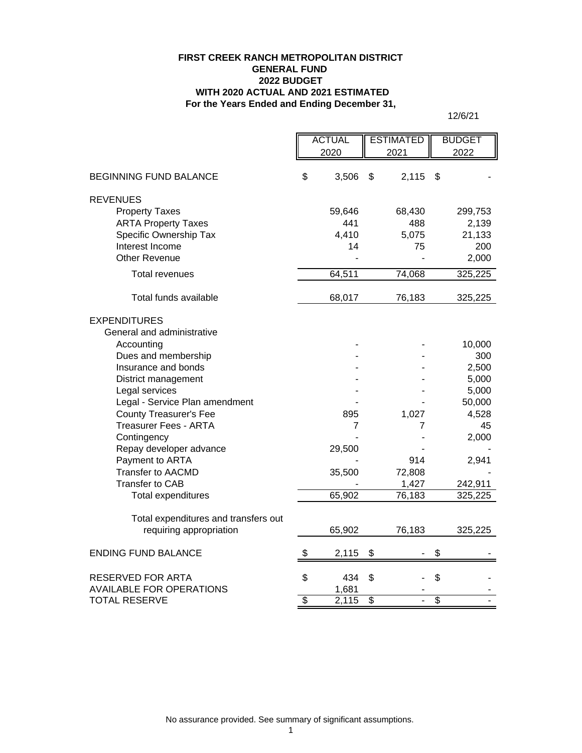**FIRST CREEK RANCH METROPOLITAN DISTRICT**
**GENERAL FUND**
**2022 BUDGET**
**WITH 2020 ACTUAL AND 2021 ESTIMATED**
**For the Years Ended and Ending December 31,**

12/6/21

| | ACTUAL 2020 | ESTIMATED 2021 | BUDGET 2022 |
|---|---|---|---|
| BEGINNING FUND BALANCE | $ 3,506 | $ 2,115 | $ - |
| REVENUES | | | |
| Property Taxes | 59,646 | 68,430 | 299,753 |
| ARTA Property Taxes | 441 | 488 | 2,139 |
| Specific Ownership Tax | 4,410 | 5,075 | 21,133 |
| Interest Income | 14 | 75 | 200 |
| Other Revenue | - | - | 2,000 |
| Total revenues | 64,511 | 74,068 | 325,225 |
| Total funds available | 68,017 | 76,183 | 325,225 |
| EXPENDITURES | | | |
| General and administrative | | | |
| Accounting | - | - | 10,000 |
| Dues and membership | - | - | 300 |
| Insurance and bonds | - | - | 2,500 |
| District management | - | - | 5,000 |
| Legal services | - | - | 5,000 |
| Legal - Service Plan amendment | - | - | 50,000 |
| County Treasurer's Fee | 895 | 1,027 | 4,528 |
| Treasurer Fees - ARTA | 7 | 7 | 45 |
| Contingency | - | - | 2,000 |
| Repay developer advance | 29,500 | - | - |
| Payment to ARTA | - | 914 | 2,941 |
| Transfer to AACMD | 35,500 | 72,808 | - |
| Transfer to CAB | - | 1,427 | 242,911 |
| Total expenditures | 65,902 | 76,183 | 325,225 |
| Total expenditures and transfers out requiring appropriation | 65,902 | 76,183 | 325,225 |
| ENDING FUND BALANCE | $ 2,115 | $ - | $ - |
| RESERVED FOR ARTA | $ 434 | $ - | $ - |
| AVAILABLE FOR OPERATIONS | 1,681 | - | - |
| TOTAL RESERVE | $ 2,115 | $ - | $ - |

No assurance provided. See summary of significant assumptions.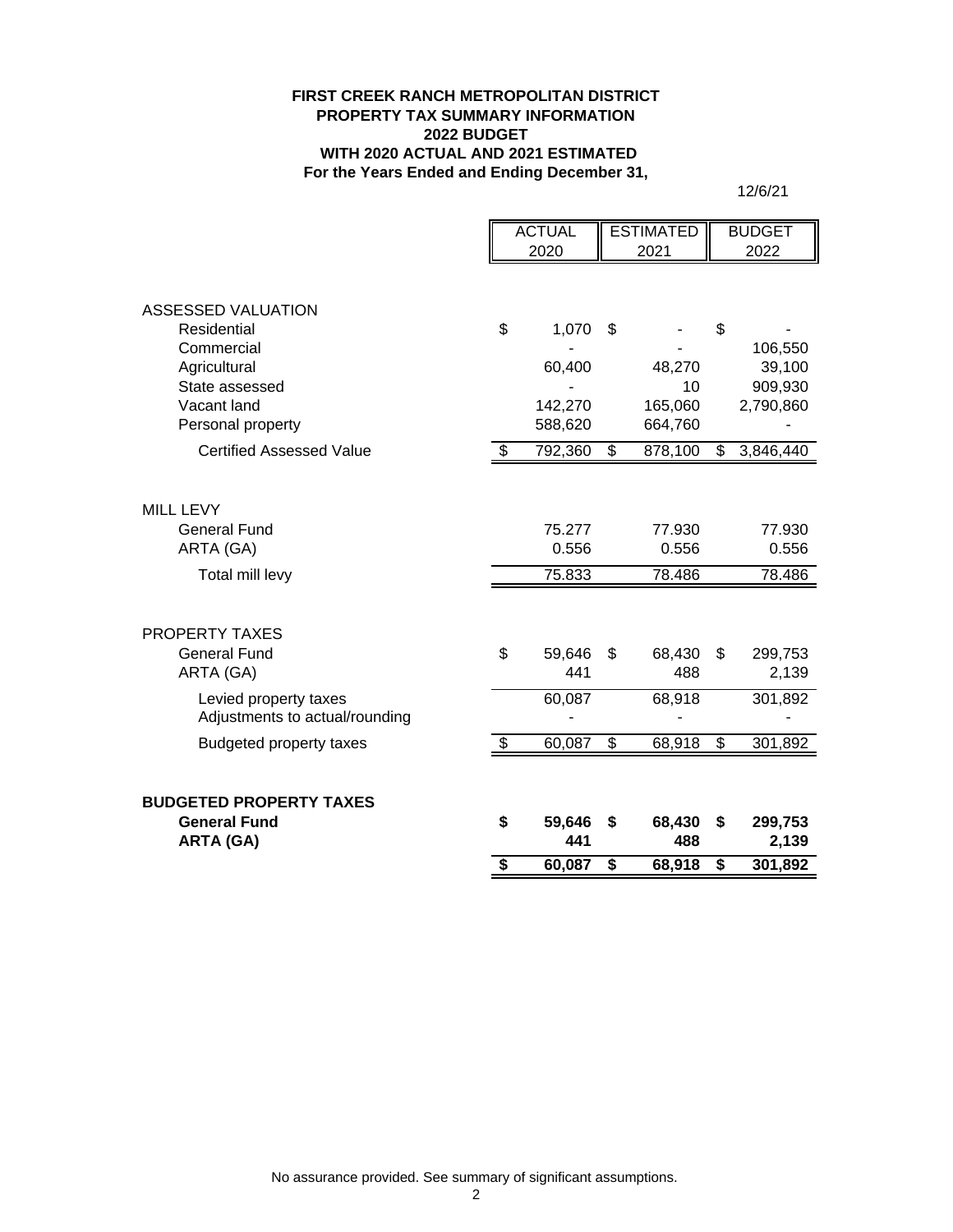**FIRST CREEK RANCH METROPOLITAN DISTRICT**
**PROPERTY TAX SUMMARY INFORMATION**
**2022 BUDGET**
**WITH 2020 ACTUAL AND 2021 ESTIMATED**
**For the Years Ended and Ending December 31,**

12/6/21

| | ACTUAL 2020 | ESTIMATED 2021 | BUDGET 2022 |
|---|---|---|---|
| ASSESSED VALUATION | | | |
| Residential | $ 1,070 | $ - | $ - |
| Commercial | - | - | 106,550 |
| Agricultural | 60,400 | 48,270 | 39,100 |
| State assessed | - | 10 | 909,930 |
| Vacant land | 142,270 | 165,060 | 2,790,860 |
| Personal property | 588,620 | 664,760 | - |
| Certified Assessed Value | $ 792,360 | $ 878,100 | $ 3,846,440 |
| | | | |
| MILL LEVY | | | |
| General Fund | 75.277 | 77.930 | 77.930 |
| ARTA (GA) | 0.556 | 0.556 | 0.556 |
| Total mill levy | 75.833 | 78.486 | 78.486 |
| | | | |
| PROPERTY TAXES | | | |
| General Fund | $ 59,646 | $ 68,430 | $ 299,753 |
| ARTA (GA) | 441 | 488 | 2,139 |
| Levied property taxes | 60,087 | 68,918 | 301,892 |
| Adjustments to actual/rounding | - | - | - |
| Budgeted property taxes | $ 60,087 | $ 68,918 | $ 301,892 |
| | | | |
| **BUDGETED PROPERTY TAXES** | | | |
| **General Fund** | **$ 59,646** | **$ 68,430** | **$ 299,753** |
| **ARTA (GA)** | **441** | **488** | **2,139** |
| | **$ 60,087** | **$ 68,918** | **$ 301,892** |

No assurance provided. See summary of significant assumptions.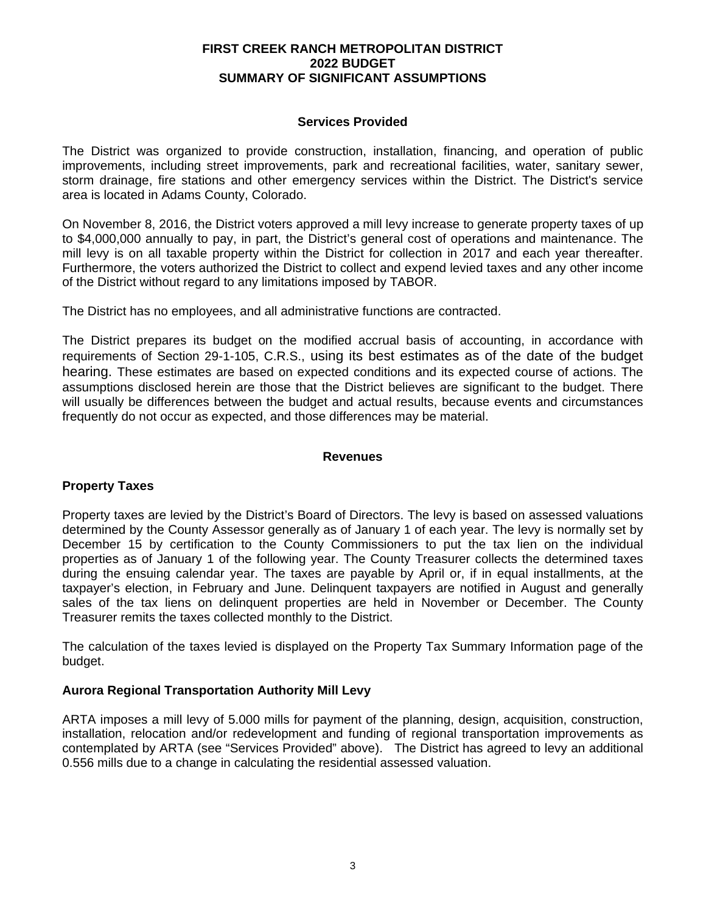# FIRST CREEK RANCH METROPOLITAN DISTRICT
# 2022 BUDGET
# SUMMARY OF SIGNIFICANT ASSUMPTIONS

## Services Provided

The District was organized to provide construction, installation, financing, and operation of public improvements, including street improvements, park and recreational facilities, water, sanitary sewer, storm drainage, fire stations and other emergency services within the District. The District's service area is located in Adams County, Colorado.

On November 8, 2016, the District voters approved a mill levy increase to generate property taxes of up to $4,000,000 annually to pay, in part, the District's general cost of operations and maintenance. The mill levy is on all taxable property within the District for collection in 2017 and each year thereafter. Furthermore, the voters authorized the District to collect and expend levied taxes and any other income of the District without regard to any limitations imposed by TABOR.

The District has no employees, and all administrative functions are contracted.

The District prepares its budget on the modified accrual basis of accounting, in accordance with requirements of Section 29-1-105, C.R.S., using its best estimates as of the date of the budget hearing. These estimates are based on expected conditions and its expected course of actions. The assumptions disclosed herein are those that the District believes are significant to the budget. There will usually be differences between the budget and actual results, because events and circumstances frequently do not occur as expected, and those differences may be material.

## Revenues

### Property Taxes

Property taxes are levied by the District's Board of Directors. The levy is based on assessed valuations determined by the County Assessor generally as of January 1 of each year. The levy is normally set by December 15 by certification to the County Commissioners to put the tax lien on the individual properties as of January 1 of the following year. The County Treasurer collects the determined taxes during the ensuing calendar year. The taxes are payable by April or, if in equal installments, at the taxpayer's election, in February and June. Delinquent taxpayers are notified in August and generally sales of the tax liens on delinquent properties are held in November or December. The County Treasurer remits the taxes collected monthly to the District.

The calculation of the taxes levied is displayed on the Property Tax Summary Information page of the budget.

### Aurora Regional Transportation Authority Mill Levy

ARTA imposes a mill levy of 5.000 mills for payment of the planning, design, acquisition, construction, installation, relocation and/or redevelopment and funding of regional transportation improvements as contemplated by ARTA (see "Services Provided" above). The District has agreed to levy an additional 0.556 mills due to a change in calculating the residential assessed valuation.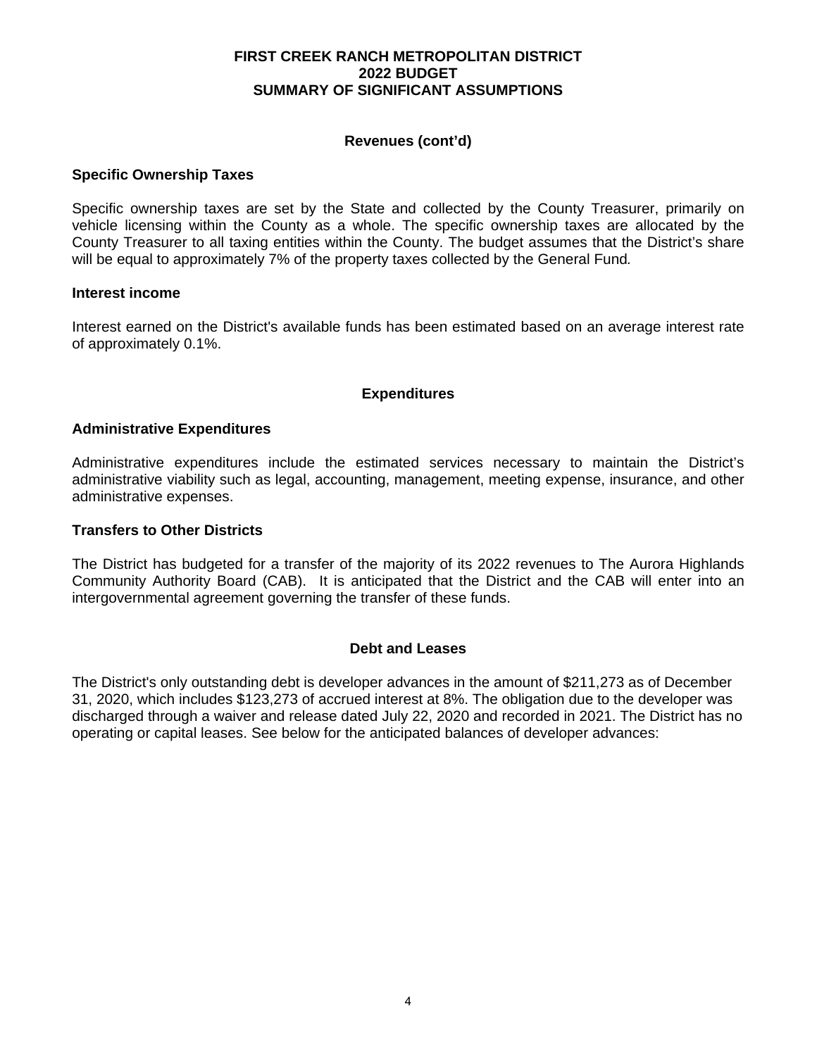# FIRST CREEK RANCH METROPOLITAN DISTRICT
# 2022 BUDGET
# SUMMARY OF SIGNIFICANT ASSUMPTIONS

## Revenues (cont'd)

### Specific Ownership Taxes

Specific ownership taxes are set by the State and collected by the County Treasurer, primarily on vehicle licensing within the County as a whole. The specific ownership taxes are allocated by the County Treasurer to all taxing entities within the County. The budget assumes that the District's share will be equal to approximately 7% of the property taxes collected by the General Fund.

### Interest income

Interest earned on the District's available funds has been estimated based on an average interest rate of approximately 0.1%.

## Expenditures

### Administrative Expenditures

Administrative expenditures include the estimated services necessary to maintain the District's administrative viability such as legal, accounting, management, meeting expense, insurance, and other administrative expenses.

### Transfers to Other Districts

The District has budgeted for a transfer of the majority of its 2022 revenues to The Aurora Highlands Community Authority Board (CAB). It is anticipated that the District and the CAB will enter into an intergovernmental agreement governing the transfer of these funds.

## Debt and Leases

The District's only outstanding debt is developer advances in the amount of $211,273 as of December 31, 2020, which includes $123,273 of accrued interest at 8%. The obligation due to the developer was discharged through a waiver and release dated July 22, 2020 and recorded in 2021. The District has no operating or capital leases. See below for the anticipated balances of developer advances: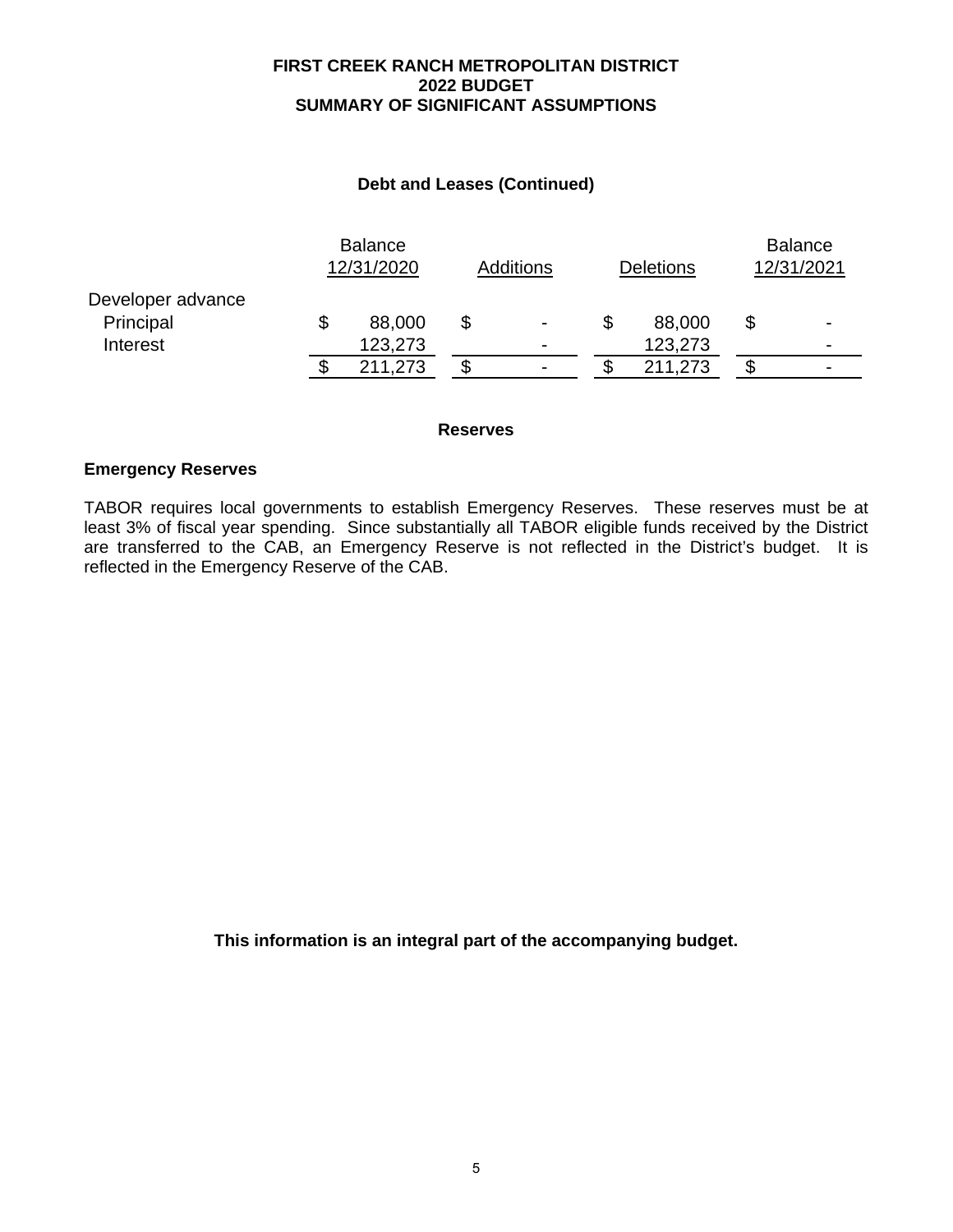**FIRST CREEK RANCH METROPOLITAN DISTRICT**
**2022 BUDGET**
**SUMMARY OF SIGNIFICANT ASSUMPTIONS**

### Debt and Leases (Continued)

| | Balance 12/31/2020 | Additions | Deletions | Balance 12/31/2021 |
|---|---|---|---|---|
| Developer advance | | | | |
| Principal | $ 88,000 | $ - | $ 88,000 | $ - |
| Interest | 123,273 | - | 123,273 | - |
| | $ 211,273 | $ - | $ 211,273 | $ - |

### Reserves

**Emergency Reserves**

TABOR requires local governments to establish Emergency Reserves. These reserves must be at least 3% of fiscal year spending. Since substantially all TABOR eligible funds received by the District are transferred to the CAB, an Emergency Reserve is not reflected in the District's budget. It is reflected in the Emergency Reserve of the CAB.

**This information is an integral part of the accompanying budget.**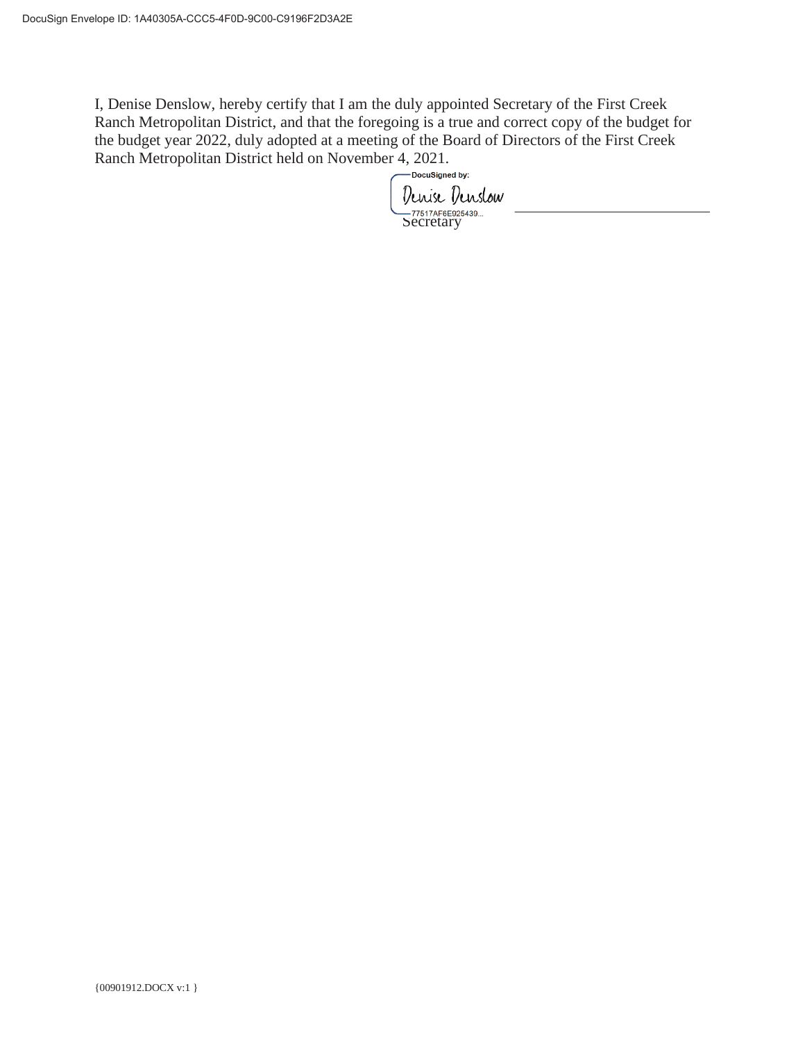I, Denise Denslow, hereby certify that I am the duly appointed Secretary of the First Creek Ranch Metropolitan District, and that the foregoing is a true and correct copy of the budget for the budget year 2022, duly adopted at a meeting of the Board of Directors of the First Creek Ranch Metropolitan District held on November 4, 2021.

DocuSigned by:
Denise Denslow
77517AF6E925439...

Secretary

{00901912.DOCX v:1 }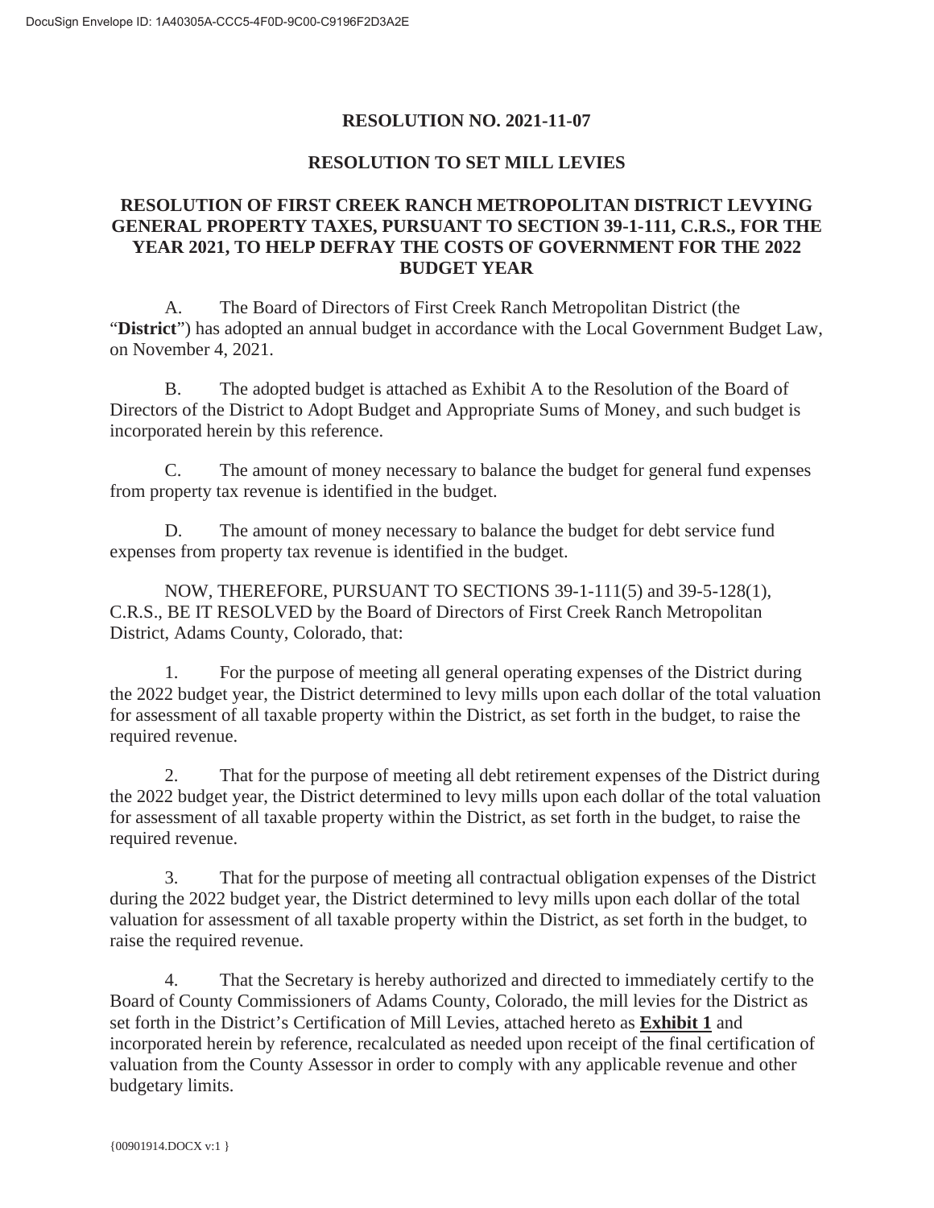**RESOLUTION NO. 2021-11-07**

**RESOLUTION TO SET MILL LEVIES**

**RESOLUTION OF FIRST CREEK RANCH METROPOLITAN DISTRICT LEVYING GENERAL PROPERTY TAXES, PURSUANT TO SECTION 39-1-111, C.R.S., FOR THE YEAR 2021, TO HELP DEFRAY THE COSTS OF GOVERNMENT FOR THE 2022 BUDGET YEAR**

A. The Board of Directors of First Creek Ranch Metropolitan District (the "**District**") has adopted an annual budget in accordance with the Local Government Budget Law, on November 4, 2021.

B. The adopted budget is attached as Exhibit A to the Resolution of the Board of Directors of the District to Adopt Budget and Appropriate Sums of Money, and such budget is incorporated herein by this reference.

C. The amount of money necessary to balance the budget for general fund expenses from property tax revenue is identified in the budget.

D. The amount of money necessary to balance the budget for debt service fund expenses from property tax revenue is identified in the budget.

NOW, THEREFORE, PURSUANT TO SECTIONS 39-1-111(5) and 39-5-128(1), C.R.S., BE IT RESOLVED by the Board of Directors of First Creek Ranch Metropolitan District, Adams County, Colorado, that:

1. For the purpose of meeting all general operating expenses of the District during the 2022 budget year, the District determined to levy mills upon each dollar of the total valuation for assessment of all taxable property within the District, as set forth in the budget, to raise the required revenue.

2. That for the purpose of meeting all debt retirement expenses of the District during the 2022 budget year, the District determined to levy mills upon each dollar of the total valuation for assessment of all taxable property within the District, as set forth in the budget, to raise the required revenue.

3. That for the purpose of meeting all contractual obligation expenses of the District during the 2022 budget year, the District determined to levy mills upon each dollar of the total valuation for assessment of all taxable property within the District, as set forth in the budget, to raise the required revenue.

4. That the Secretary is hereby authorized and directed to immediately certify to the Board of County Commissioners of Adams County, Colorado, the mill levies for the District as set forth in the District's Certification of Mill Levies, attached hereto as **Exhibit 1** and incorporated herein by reference, recalculated as needed upon receipt of the final certification of valuation from the County Assessor in order to comply with any applicable revenue and other budgetary limits.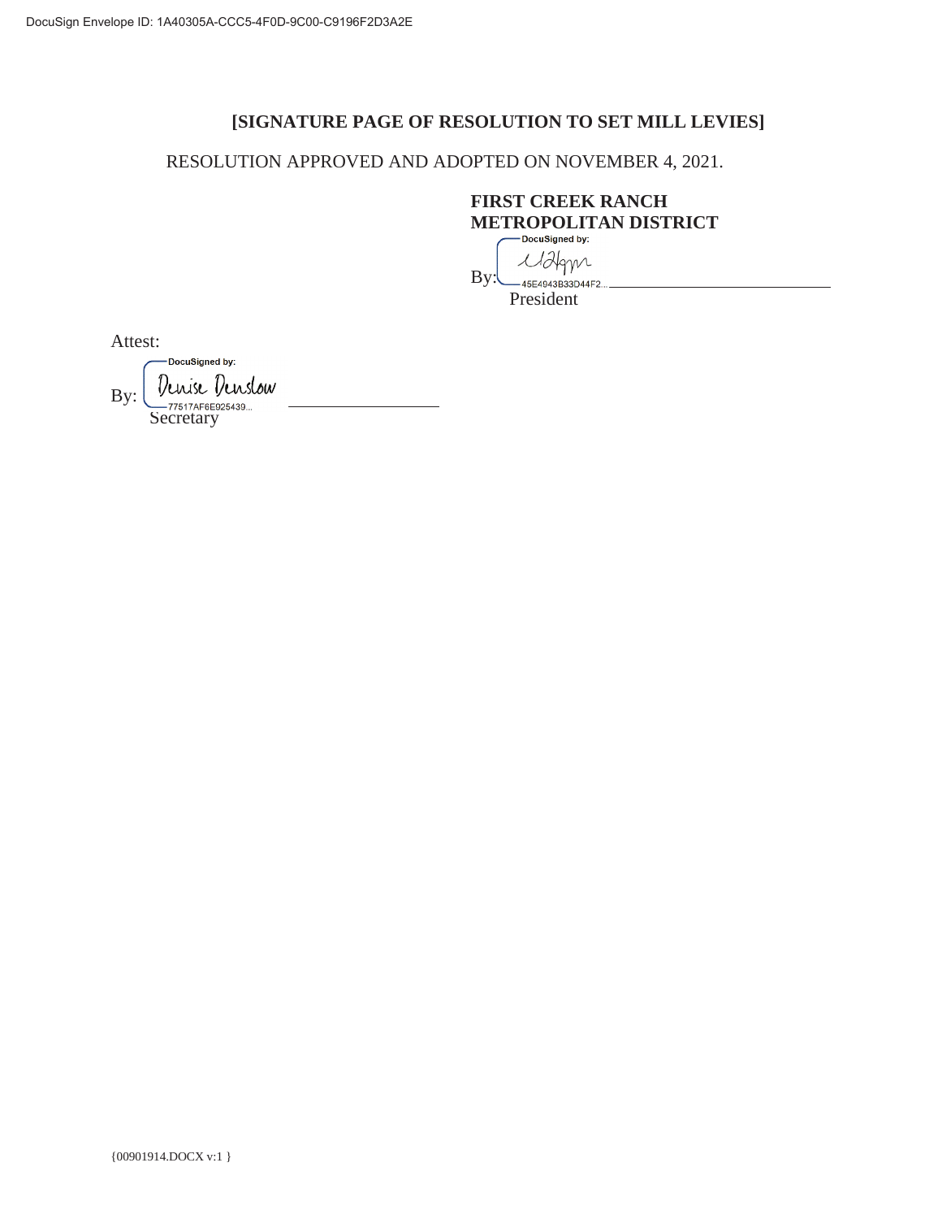DocuSign Envelope ID: 1A40305A-CCC5-4F0D-9C00-C9196F2D3A2E

**[SIGNATURE PAGE OF RESOLUTION TO SET MILL LEVIES]**

RESOLUTION APPROVED AND ADOPTED ON NOVEMBER 4, 2021.

**FIRST CREEK RANCH METROPOLITAN DISTRICT**

By: DocuSigned by: [signature] 45E4943B33D44F2...
President

Attest:

By: DocuSigned by: Denise Denslow 77517AF6E925439...
Secretary

{00901914.DOCX v:1 }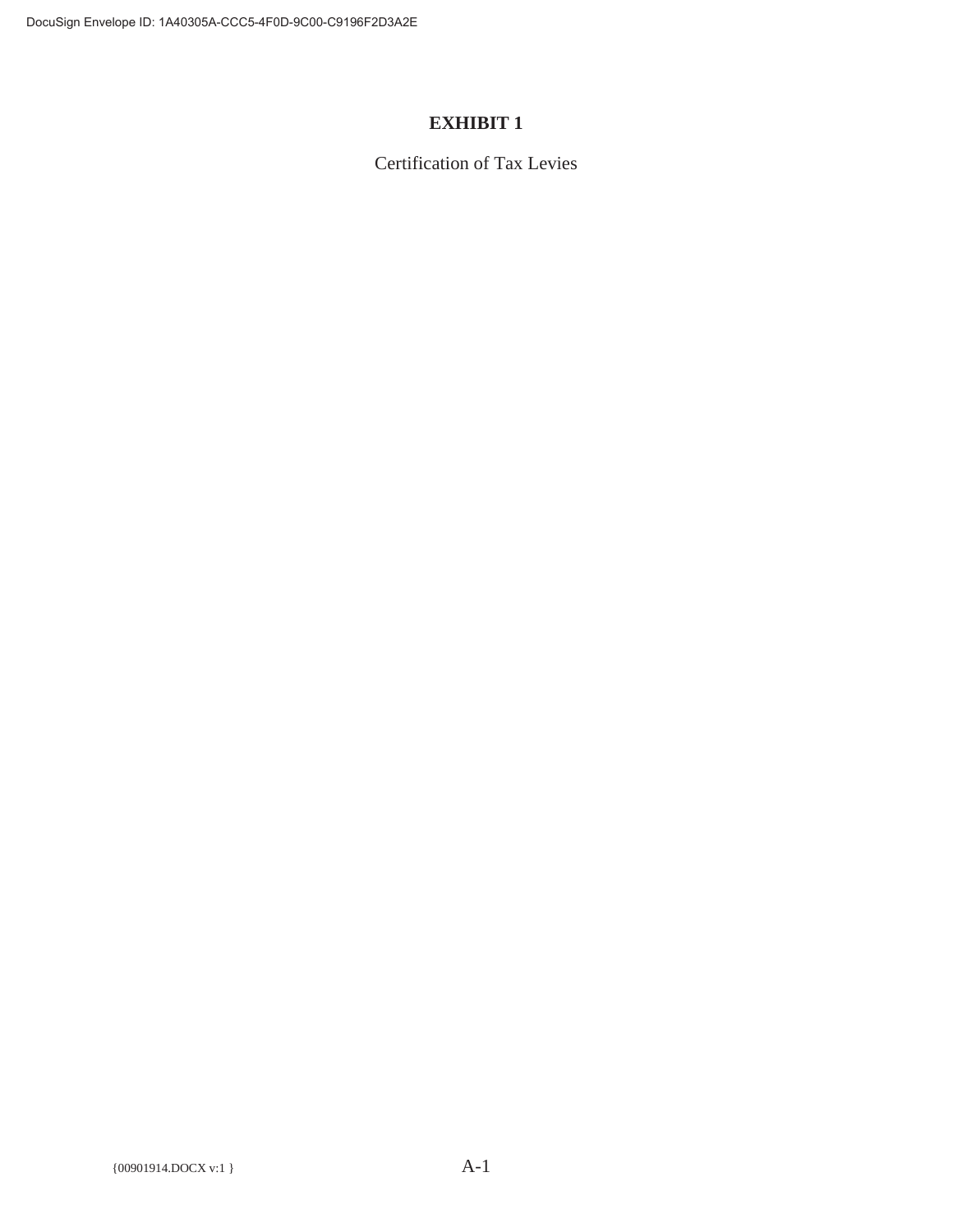# EXHIBIT 1

Certification of Tax Levies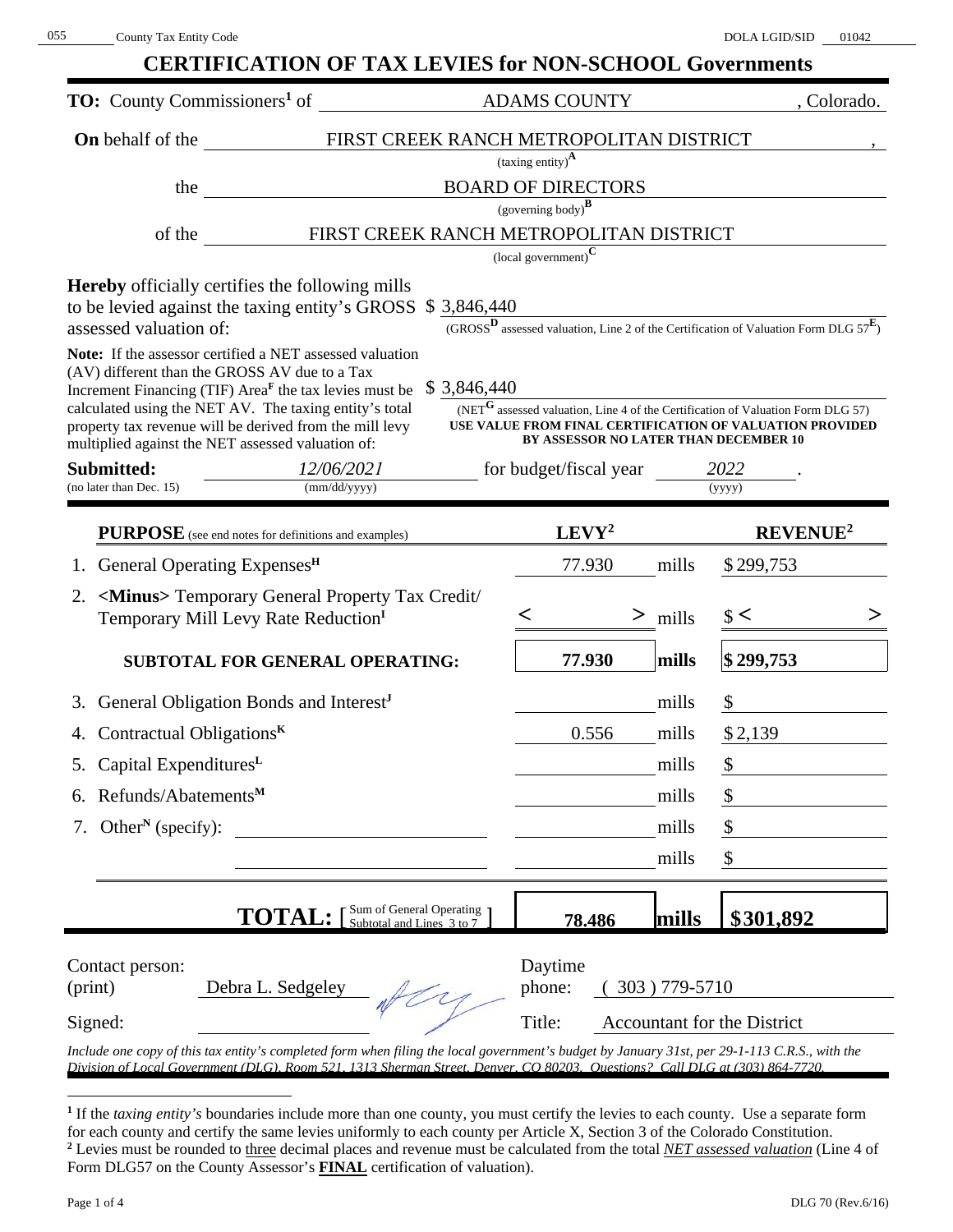055 County Tax Entity Code DOLA LGID/SID 01042

# CERTIFICATION OF TAX LEVIES for NON-SCHOOL Governments

**TO:** County Commissioners[1] of ADAMS COUNTY, Colorado.

**On** behalf of the FIRST CREEK RANCH METROPOLITAN DISTRICT,
(taxing entity)[A]

the BOARD OF DIRECTORS
(governing body)[B]

of the FIRST CREEK RANCH METROPOLITAN DISTRICT
(local government)[C]

**Hereby** officially certifies the following mills to be levied against the taxing entity's GROSS assessed valuation of: $ 3,846,440
(GROSS[D] assessed valuation, Line 2 of the Certification of Valuation Form DLG 57[E])

**Note:** If the assessor certified a NET assessed valuation (AV) different than the GROSS AV due to a Tax Increment Financing (TIF) Area[F] the tax levies must be calculated using the NET AV. The taxing entity's total property tax revenue will be derived from the mill levy multiplied against the NET assessed valuation of: $ 3,846,440
(NET[G] assessed valuation, Line 4 of the Certification of Valuation Form DLG 57)
**USE VALUE FROM FINAL CERTIFICATION OF VALUATION PROVIDED BY ASSESSOR NO LATER THAN DECEMBER 10**

**Submitted:** *12/06/2021* for budget/fiscal year *2022*.
(no later than Dec. 15) (mm/dd/yyyy) (yyyy)

| **PURPOSE** (see end notes for definitions and examples) | **LEVY[2]** | | **REVENUE[2]** |
|---|---|---|---|
| 1. General Operating Expenses[H] | 77.930 | mills | $ 299,753 |
| 2. **<Minus>** Temporary General Property Tax Credit/ Temporary Mill Levy Rate Reduction[I] | < > | mills | $ < > |
| **SUBTOTAL FOR GENERAL OPERATING:** | **77.930** | **mills** | **$ 299,753** |
| 3. General Obligation Bonds and Interest[J] | | mills | $ |
| 4. Contractual Obligations[K] | 0.556 | mills | $ 2,139 |
| 5. Capital Expenditures[L] | | mills | $ |
| 6. Refunds/Abatements[M] | | mills | $ |
| 7. Other[N] (specify): | | mills | $ |
| | | mills | $ |
| **TOTAL:** [Sum of General Operating Subtotal and Lines 3 to 7] | **78.486** | **mills** | **$ 301,892** |

Contact person: (print) Debra L. Sedgeley
Daytime phone: ( 303 ) 779-5710
Signed:
Title: Accountant for the District

*Include one copy of this tax entity's completed form when filing the local government's budget by January 31st, per 29-1-113 C.R.S., with the Division of Local Government (DLG), Room 521, 1313 Sherman Street, Denver, CO 80203. Questions? Call DLG at (303) 864-7720.*

[1] If the *taxing entity's* boundaries include more than one county, you must certify the levies to each county. Use a separate form for each county and certify the same levies uniformly to each county per Article X, Section 3 of the Colorado Constitution.
[2] Levies must be rounded to three decimal places and revenue must be calculated from the total *NET assessed valuation* (Line 4 of Form DLG57 on the County Assessor's **FINAL** certification of valuation).

DLG 70 (Rev.6/16)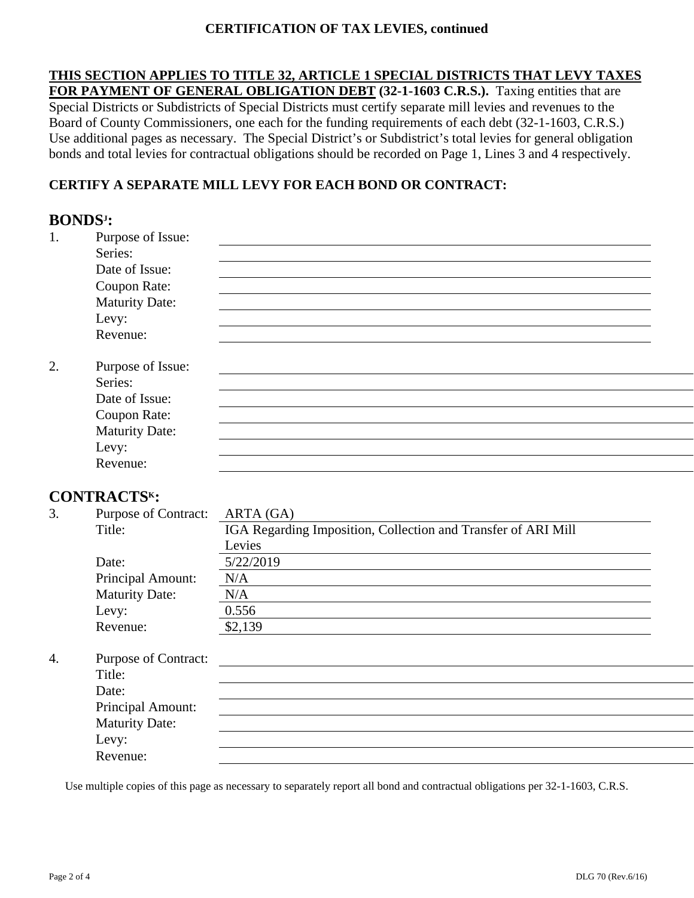## CERTIFICATION OF TAX LEVIES, continued

**THIS SECTION APPLIES TO TITLE 32, ARTICLE 1 SPECIAL DISTRICTS THAT LEVY TAXES FOR PAYMENT OF GENERAL OBLIGATION DEBT (32-1-1603 C.R.S.).** Taxing entities that are Special Districts or Subdistricts of Special Districts must certify separate mill levies and revenues to the Board of County Commissioners, one each for the funding requirements of each debt (32-1-1603, C.R.S.) Use additional pages as necessary. The Special District's or Subdistrict's total levies for general obligation bonds and total levies for contractual obligations should be recorded on Page 1, Lines 3 and 4 respectively.

**CERTIFY A SEPARATE MILL LEVY FOR EACH BOND OR CONTRACT:**

### BONDS[J]:

1. Purpose of Issue: 
   Series: 
   Date of Issue: 
   Coupon Rate: 
   Maturity Date: 
   Levy: 
   Revenue: 

2. Purpose of Issue: 
   Series: 
   Date of Issue: 
   Coupon Rate: 
   Maturity Date: 
   Levy: 
   Revenue: 

### CONTRACTS[K]:

3. Purpose of Contract: ARTA (GA)
   Title: IGA Regarding Imposition, Collection and Transfer of ARI Mill Levies
   Date: 5/22/2019
   Principal Amount: N/A
   Maturity Date: N/A
   Levy: 0.556
   Revenue: $2,139

4. Purpose of Contract: 
   Title: 
   Date: 
   Principal Amount: 
   Maturity Date: 
   Levy: 
   Revenue: 

Use multiple copies of this page as necessary to separately report all bond and contractual obligations per 32-1-1603, C.R.S.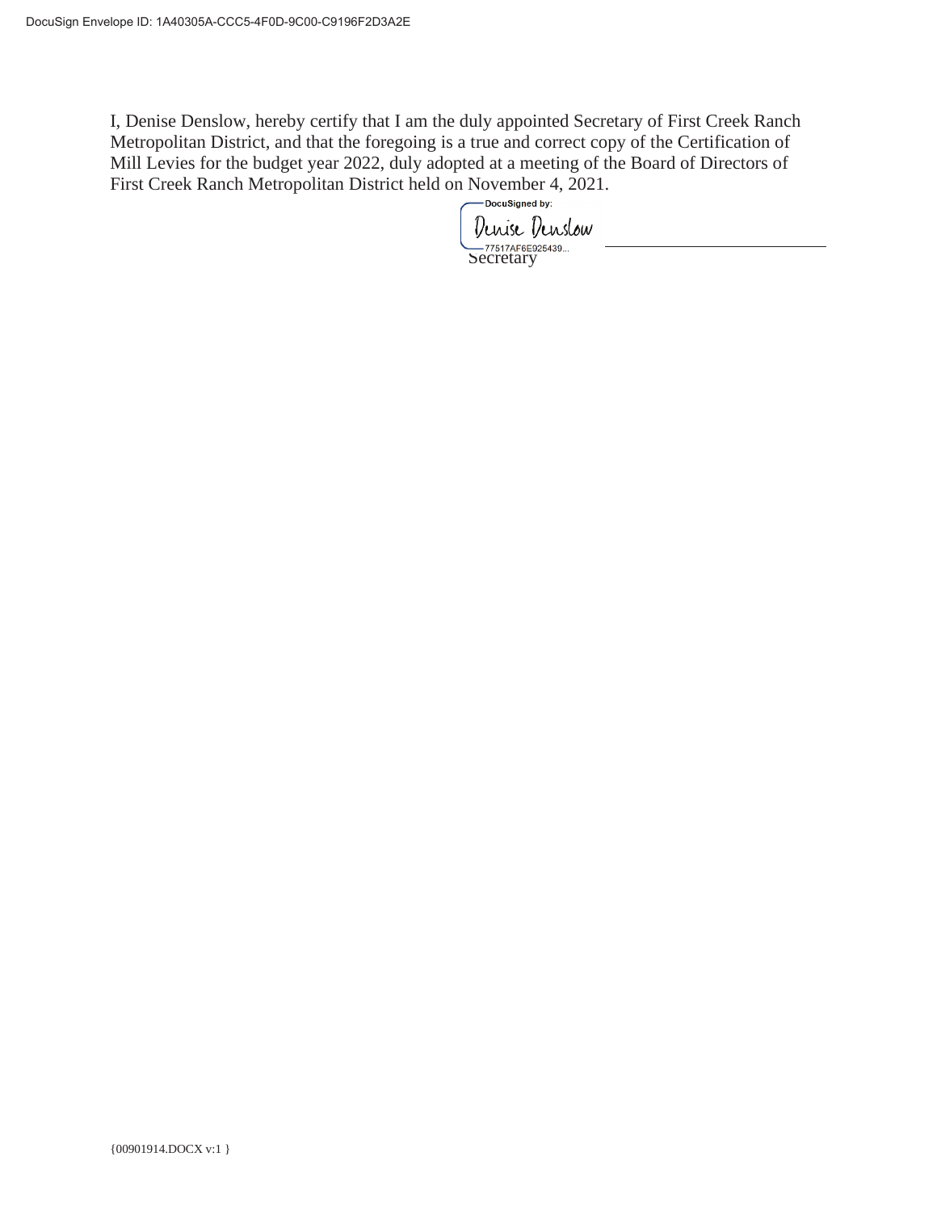I, Denise Denslow, hereby certify that I am the duly appointed Secretary of First Creek Ranch Metropolitan District, and that the foregoing is a true and correct copy of the Certification of Mill Levies for the budget year 2022, duly adopted at a meeting of the Board of Directors of First Creek Ranch Metropolitan District held on November 4, 2021.

DocuSigned by:
Denise Denslow
77517AF6E925439...

Secretary

{00901914.DOCX v:1 }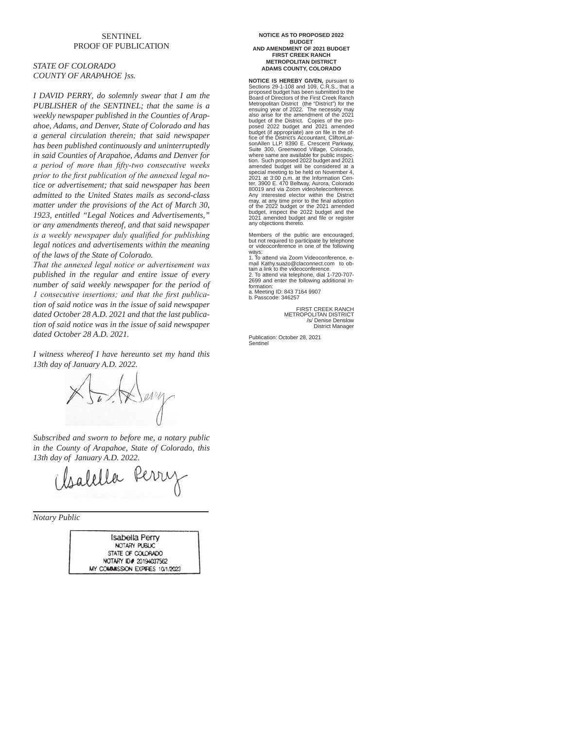SENTINEL
PROOF OF PUBLICATION

*STATE OF COLORADO*
*COUNTY OF ARAPAHOE }ss.*

*I DAVID PERRY, do solemnly swear that I am the PUBLISHER of the SENTINEL; that the same is a weekly newspaper published in the Counties of Arapahoe, Adams, and Denver, State of Colorado and has a general circulation therein; that said newspaper has been published continuously and uninterruptedly in said Counties of Arapahoe, Adams and Denver for a period of more than fifty-two consecutive weeks prior to the first publication of the annexed legal notice or advertisement; that said newspaper has been admitted to the United States mails as second-class matter under the provisions of the Act of March 30, 1923, entitled "Legal Notices and Advertisements," or any amendments thereof, and that said newspaper is a weekly newspaper duly qualified for publishing legal notices and advertisements within the meaning of the laws of the State of Colorado.*

*That the annexed legal notice or advertisement was published in the regular and entire issue of every number of said weekly newspaper for the period of 1 consecutive insertions; and that the first publication of said notice was in the issue of said newspaper dated October 28 A.D. 2021 and that the last publication of said notice was in the issue of said newspaper dated October 28 A.D. 2021.*

*I witness whereof I have hereunto set my hand this 13th day of January A.D. 2022.*

*Subscribed and sworn to before me, a notary public in the County of Arapahoe, State of Colorado, this 13th day of January A.D. 2022.*

*Notary Public*

Isabella Perry
NOTARY PUBLIC
STATE OF COLORADO
NOTARY ID# 20194037562
MY COMMISSION EXPIRES 10/1/2023

**NOTICE AS TO PROPOSED 2022 BUDGET AND AMENDMENT OF 2021 BUDGET FIRST CREEK RANCH METROPOLITAN DISTRICT ADAMS COUNTY, COLORADO**

**NOTICE IS HEREBY GIVEN,** pursuant to Sections 29-1-108 and 109, C.R.S., that a proposed budget has been submitted to the Board of Directors of the First Creek Ranch Metropolitan District (the "District") for the ensuing year of 2022. The necessity may also arise for the amendment of the 2021 budget of the District. Copies of the proposed 2022 budget and 2021 amended budget (if appropriate) are on file in the office of the District's Accountant, CliftonLarsonAllen LLP, 8390 E. Crescent Parkway, Suite 300, Greenwood Village, Colorado, where same are available for public inspection. Such proposed 2022 budget and 2021 amended budget will be considered at a special meeting to be held on November 4, 2021 at 3:00 p.m. at the Information Center, 3900 E. 470 Beltway, Aurora, Colorado 80019 and via Zoom video/teleconference. Any interested elector within the District may, at any time prior to the final adoption of the 2022 budget or the 2021 amended budget, inspect the 2022 budget and the 2021 amended budget and file or register any objections thereto.

Members of the public are encouraged, but not required to participate by telephone or videoconference in one of the following ways:

1. To attend via Zoom Videoconference, e-mail Kathy.suazo@claconnect.com to obtain a link to the videoconference.
2. To attend via telephone, dial 1-720-707-2699 and enter the following additional information:
   a. Meeting ID: 843 7164 9907
   b. Passcode: 346257

FIRST CREEK RANCH
METROPOLITAN DISTRICT
/s/ Denise Denslow
District Manager

Publication: October 28, 2021
Sentinel